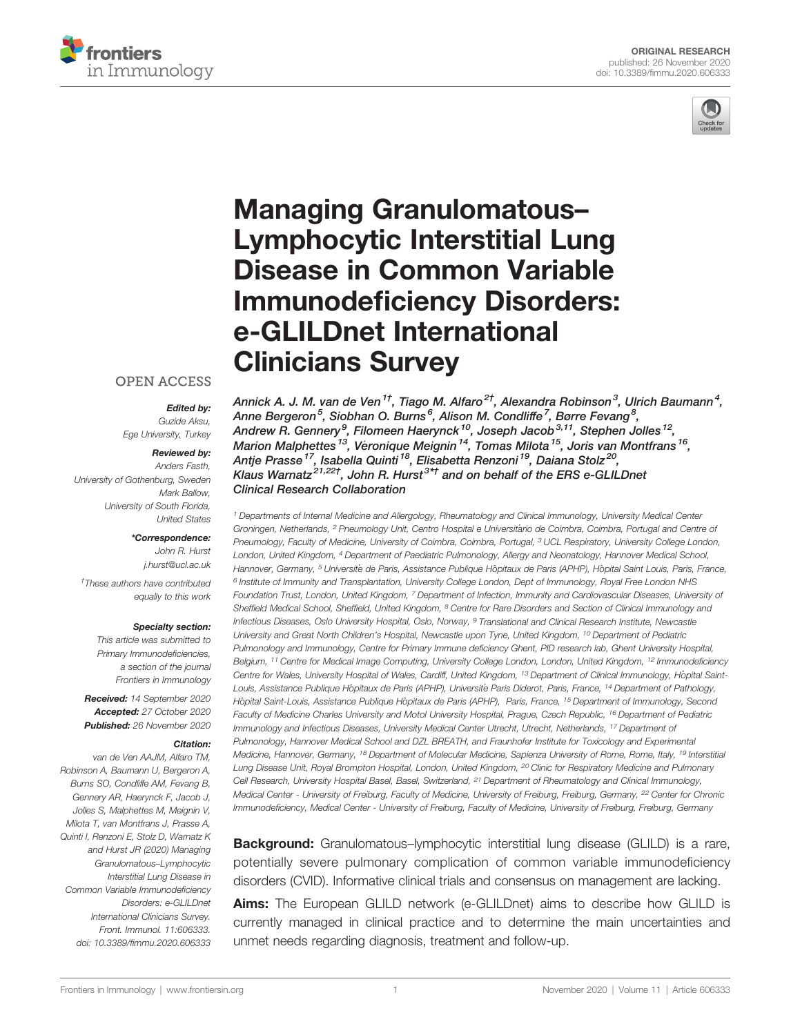ORIGINAL RESEARCH
published: 26 November 2020
doi: 10.3389/fimmu.2020.606333

# Managing Granulomatous–Lymphocytic Interstitial Lung Disease in Common Variable Immunodeficiency Disorders: e-GLILDnet International Clinicians Survey

Annick A. J. M. van de Ven[1†], Tiago M. Alfaro[2†], Alexandra Robinson[3], Ulrich Baumann[4], Anne Bergeron[5], Siobhan O. Burns[6], Alison M. Condliffe[7], Børre Fevang[8], Andrew R. Gennery[9], Filomeen Haerynck[10], Joseph Jacob[3,11], Stephen Jolles[12], Marion Malphettes[13], Véronique Meignin[14], Tomas Milota[15], Joris van Montfrans[16], Antje Prasse[17], Isabella Quinti[18], Elisabetta Renzoni[19], Daiana Stolz[20], Klaus Warnatz[21,22†], John R. Hurst[3*†] and on behalf of the ERS e-GLILDnet Clinical Research Collaboration

[1] Departments of Internal Medicine and Allergology, Rheumatology and Clinical Immunology, University Medical Center Groningen, Netherlands, [2] Pneumology Unit, Centro Hospital e Universitário de Coimbra, Coimbra, Portugal and Centre of Pneumology, Faculty of Medicine, University of Coimbra, Coimbra, Portugal, [3] UCL Respiratory, University College London, London, United Kingdom, [4] Department of Paediatric Pulmonology, Allergy and Neonatology, Hannover Medical School, Hannover, Germany, [5] Université de Paris, Assistance Publique Hôpitaux de Paris (APHP), Hôpital Saint Louis, Paris, France, [6] Institute of Immunity and Transplantation, University College London, Dept of Immunology, Royal Free London NHS Foundation Trust, London, United Kingdom, [7] Department of Infection, Immunity and Cardiovascular Diseases, University of Sheffield Medical School, Sheffield, United Kingdom, [8] Centre for Rare Disorders and Section of Clinical Immunology and Infectious Diseases, Oslo University Hospital, Oslo, Norway, [9] Translational and Clinical Research Institute, Newcastle University and Great North Children's Hospital, Newcastle upon Tyne, United Kingdom, [10] Department of Pediatric Pulmonology and Immunology, Centre for Primary Immune deficiency Ghent, PID research lab, Ghent University Hospital, Belgium, [11] Centre for Medical Image Computing, University College London, London, United Kingdom, [12] Immunodeficiency Centre for Wales, University Hospital of Wales, Cardiff, United Kingdom, [13] Department of Clinical Immunology, Hôpital Saint-Louis, Assistance Publique Hôpitaux de Paris (APHP), Université Paris Diderot, Paris, France, [14] Department of Pathology, Hôpital Saint-Louis, Assistance Publique Hôpitaux de Paris (APHP), Paris, France, [15] Department of Immunology, Second Faculty of Medicine Charles University and Motol University Hospital, Prague, Czech Republic, [16] Department of Pediatric Immunology and Infectious Diseases, University Medical Center Utrecht, Utrecht, Netherlands, [17] Department of Pulmonology, Hannover Medical School and DZL BREATH, and Fraunhofer Institute for Toxicology and Experimental Medicine, Hannover, Germany, [18] Department of Molecular Medicine, Sapienza University of Rome, Rome, Italy, [19] Interstitial Lung Disease Unit, Royal Brompton Hospital, London, United Kingdom, [20] Clinic for Respiratory Medicine and Pulmonary Cell Research, University Hospital Basel, Basel, Switzerland, [21] Department of Rheumatology and Clinical Immunology, Medical Center - University of Freiburg, Faculty of Medicine, University of Freiburg, Freiburg, Germany, [22] Center for Chronic Immunodeficiency, Medical Center - University of Freiburg, Faculty of Medicine, University of Freiburg, Freiburg, Germany

OPEN ACCESS

*Edited by:*
Guzide Aksu,
Ege University, Turkey

*Reviewed by:*
Anders Fasth,
University of Gothenburg, Sweden
Mark Ballow,
University of South Florida,
United States

*\*Correspondence:*
John R. Hurst
j.hurst@ucl.ac.uk

†These authors have contributed equally to this work

*Specialty section:*
This article was submitted to Primary Immunodeficiencies, a section of the journal Frontiers in Immunology

**Received:** 14 September 2020
**Accepted:** 27 October 2020
**Published:** 26 November 2020

*Citation:*
van de Ven AAJM, Alfaro TM, Robinson A, Baumann U, Bergeron A, Burns SO, Condliffe AM, Fevang B, Gennery AR, Haerynck F, Jacob J, Jolles S, Malphettes M, Meignin V, Milota T, van Montfrans J, Prasse A, Quinti I, Renzoni E, Stolz D, Warnatz K and Hurst JR (2020) Managing Granulomatous–Lymphocytic Interstitial Lung Disease in Common Variable Immunodeficiency Disorders: e-GLILDnet International Clinicians Survey. Front. Immunol. 11:606333. doi: 10.3389/fimmu.2020.606333

**Background:** Granulomatous–lymphocytic interstitial lung disease (GLILD) is a rare, potentially severe pulmonary complication of common variable immunodeficiency disorders (CVID). Informative clinical trials and consensus on management are lacking.

**Aims:** The European GLILD network (e-GLILDnet) aims to describe how GLILD is currently managed in clinical practice and to determine the main uncertainties and unmet needs regarding diagnosis, treatment and follow-up.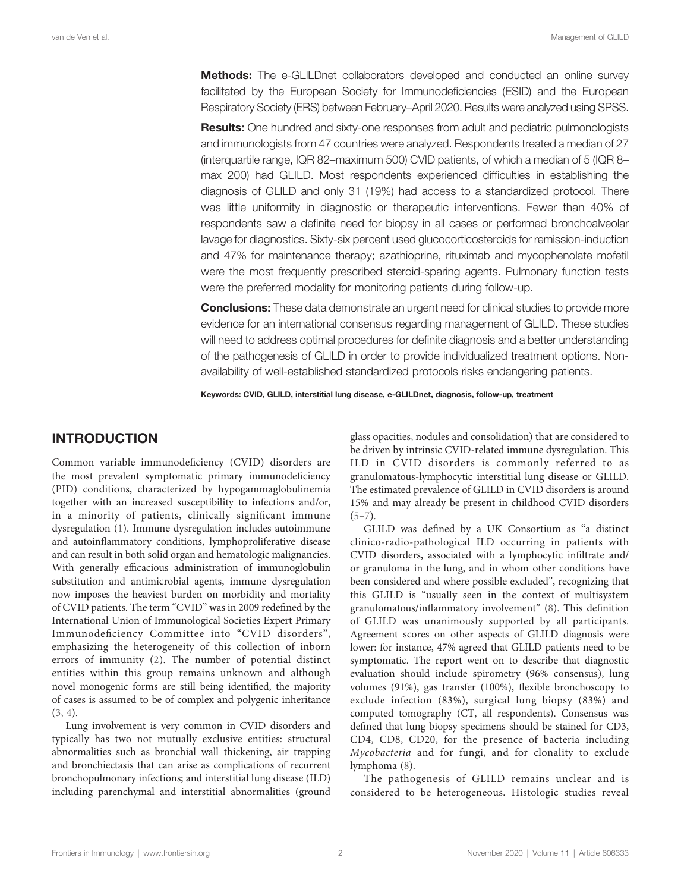**Methods:** The e-GLILDnet collaborators developed and conducted an online survey facilitated by the European Society for Immunodeficiencies (ESID) and the European Respiratory Society (ERS) between February–April 2020. Results were analyzed using SPSS.

**Results:** One hundred and sixty-one responses from adult and pediatric pulmonologists and immunologists from 47 countries were analyzed. Respondents treated a median of 27 (interquartile range, IQR 82–maximum 500) CVID patients, of which a median of 5 (IQR 8–max 200) had GLILD. Most respondents experienced difficulties in establishing the diagnosis of GLILD and only 31 (19%) had access to a standardized protocol. There was little uniformity in diagnostic or therapeutic interventions. Fewer than 40% of respondents saw a definite need for biopsy in all cases or performed bronchoalveolar lavage for diagnostics. Sixty-six percent used glucocorticosteroids for remission-induction and 47% for maintenance therapy; azathioprine, rituximab and mycophenolate mofetil were the most frequently prescribed steroid-sparing agents. Pulmonary function tests were the preferred modality for monitoring patients during follow-up.

**Conclusions:** These data demonstrate an urgent need for clinical studies to provide more evidence for an international consensus regarding management of GLILD. These studies will need to address optimal procedures for definite diagnosis and a better understanding of the pathogenesis of GLILD in order to provide individualized treatment options. Non-availability of well-established standardized protocols risks endangering patients.

**Keywords: CVID, GLILD, interstitial lung disease, e-GLILDnet, diagnosis, follow-up, treatment**

## INTRODUCTION

Common variable immunodeficiency (CVID) disorders are the most prevalent symptomatic primary immunodeficiency (PID) conditions, characterized by hypogammaglobulinemia together with an increased susceptibility to infections and/or, in a minority of patients, clinically significant immune dysregulation (1). Immune dysregulation includes autoimmune and autoinflammatory conditions, lymphoproliferative disease and can result in both solid organ and hematologic malignancies. With generally efficacious administration of immunoglobulin substitution and antimicrobial agents, immune dysregulation now imposes the heaviest burden on morbidity and mortality of CVID patients. The term "CVID" was in 2009 redefined by the International Union of Immunological Societies Expert Primary Immunodeficiency Committee into "CVID disorders", emphasizing the heterogeneity of this collection of inborn errors of immunity (2). The number of potential distinct entities within this group remains unknown and although novel monogenic forms are still being identified, the majority of cases is assumed to be of complex and polygenic inheritance (3, 4).

Lung involvement is very common in CVID disorders and typically has two not mutually exclusive entities: structural abnormalities such as bronchial wall thickening, air trapping and bronchiectasis that can arise as complications of recurrent bronchopulmonary infections; and interstitial lung disease (ILD) including parenchymal and interstitial abnormalities (ground glass opacities, nodules and consolidation) that are considered to be driven by intrinsic CVID-related immune dysregulation. This ILD in CVID disorders is commonly referred to as granulomatous-lymphocytic interstitial lung disease or GLILD. The estimated prevalence of GLILD in CVID disorders is around 15% and may already be present in childhood CVID disorders (5–7).

GLILD was defined by a UK Consortium as "a distinct clinico-radio-pathological ILD occurring in patients with CVID disorders, associated with a lymphocytic infiltrate and/or granuloma in the lung, and in whom other conditions have been considered and where possible excluded", recognizing that this GLILD is "usually seen in the context of multisystem granulomatous/inflammatory involvement" (8). This definition of GLILD was unanimously supported by all participants. Agreement scores on other aspects of GLILD diagnosis were lower: for instance, 47% agreed that GLILD patients need to be symptomatic. The report went on to describe that diagnostic evaluation should include spirometry (96% consensus), lung volumes (91%), gas transfer (100%), flexible bronchoscopy to exclude infection (83%), surgical lung biopsy (83%) and computed tomography (CT, all respondents). Consensus was defined that lung biopsy specimens should be stained for CD3, CD4, CD8, CD20, for the presence of bacteria including *Mycobacteria* and for fungi, and for clonality to exclude lymphoma (8).

The pathogenesis of GLILD remains unclear and is considered to be heterogeneous. Histologic studies reveal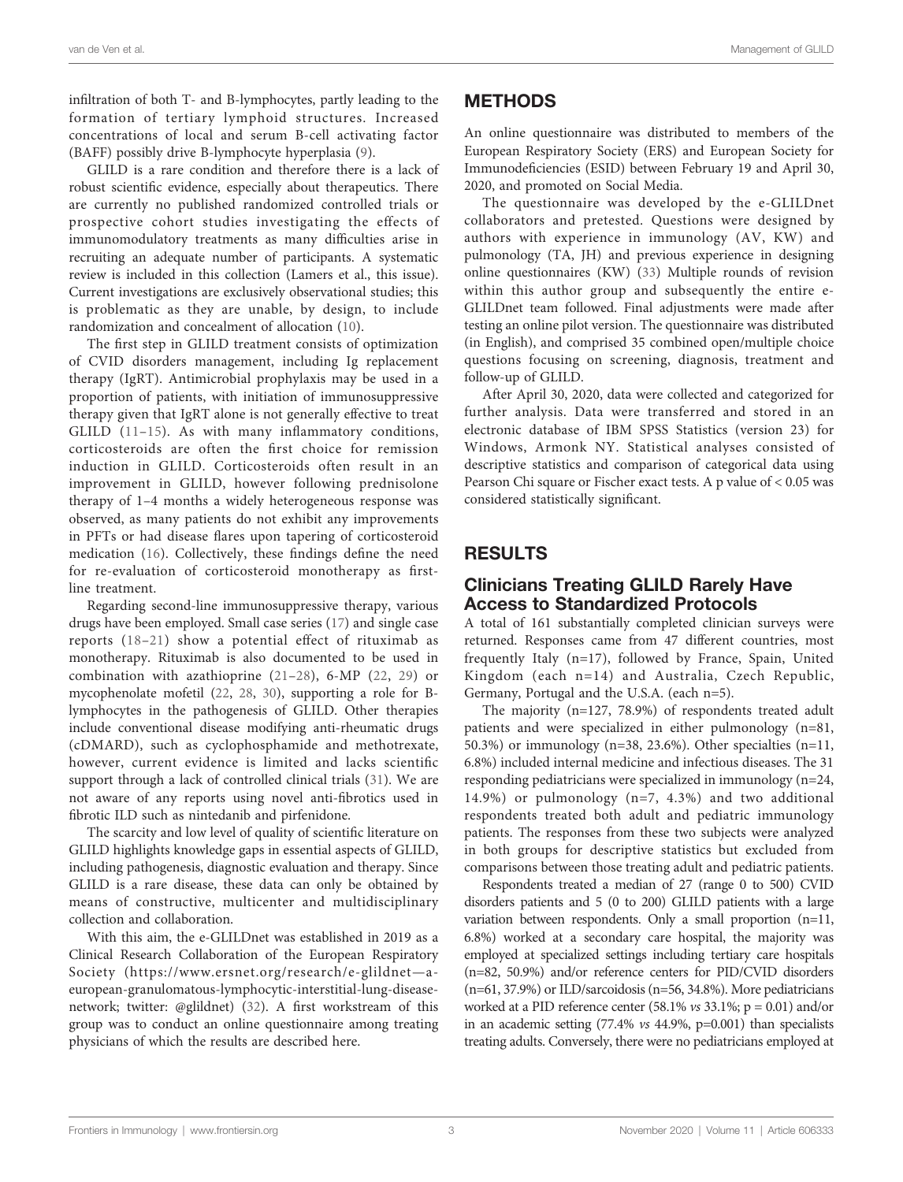infiltration of both T- and B-lymphocytes, partly leading to the formation of tertiary lymphoid structures. Increased concentrations of local and serum B-cell activating factor (BAFF) possibly drive B-lymphocyte hyperplasia (9).

GLILD is a rare condition and therefore there is a lack of robust scientific evidence, especially about therapeutics. There are currently no published randomized controlled trials or prospective cohort studies investigating the effects of immunomodulatory treatments as many difficulties arise in recruiting an adequate number of participants. A systematic review is included in this collection (Lamers et al., this issue). Current investigations are exclusively observational studies; this is problematic as they are unable, by design, to include randomization and concealment of allocation (10).

The first step in GLILD treatment consists of optimization of CVID disorders management, including Ig replacement therapy (IgRT). Antimicrobial prophylaxis may be used in a proportion of patients, with initiation of immunosuppressive therapy given that IgRT alone is not generally effective to treat GLILD (11–15). As with many inflammatory conditions, corticosteroids are often the first choice for remission induction in GLILD. Corticosteroids often result in an improvement in GLILD, however following prednisolone therapy of 1–4 months a widely heterogeneous response was observed, as many patients do not exhibit any improvements in PFTs or had disease flares upon tapering of corticosteroid medication (16). Collectively, these findings define the need for re-evaluation of corticosteroid monotherapy as first-line treatment.

Regarding second-line immunosuppressive therapy, various drugs have been employed. Small case series (17) and single case reports (18–21) show a potential effect of rituximab as monotherapy. Rituximab is also documented to be used in combination with azathioprine (21–28), 6-MP (22, 29) or mycophenolate mofetil (22, 28, 30), supporting a role for B-lymphocytes in the pathogenesis of GLILD. Other therapies include conventional disease modifying anti-rheumatic drugs (cDMARD), such as cyclophosphamide and methotrexate, however, current evidence is limited and lacks scientific support through a lack of controlled clinical trials (31). We are not aware of any reports using novel anti-fibrotics used in fibrotic ILD such as nintedanib and pirfenidone.

The scarcity and low level of quality of scientific literature on GLILD highlights knowledge gaps in essential aspects of GLILD, including pathogenesis, diagnostic evaluation and therapy. Since GLILD is a rare disease, these data can only be obtained by means of constructive, multicenter and multidisciplinary collection and collaboration.

With this aim, the e-GLILDnet was established in 2019 as a Clinical Research Collaboration of the European Respiratory Society (https://www.ersnet.org/research/e-glildnet—a-european-granulomatous-lymphocytic-interstitial-lung-disease-network; twitter: @glildnet) (32). A first workstream of this group was to conduct an online questionnaire among treating physicians of which the results are described here.

## METHODS

An online questionnaire was distributed to members of the European Respiratory Society (ERS) and European Society for Immunodeficiencies (ESID) between February 19 and April 30, 2020, and promoted on Social Media.

The questionnaire was developed by the e-GLILDnet collaborators and pretested. Questions were designed by authors with experience in immunology (AV, KW) and pulmonology (TA, JH) and previous experience in designing online questionnaires (KW) (33) Multiple rounds of revision within this author group and subsequently the entire e-GLILDnet team followed. Final adjustments were made after testing an online pilot version. The questionnaire was distributed (in English), and comprised 35 combined open/multiple choice questions focusing on screening, diagnosis, treatment and follow-up of GLILD.

After April 30, 2020, data were collected and categorized for further analysis. Data were transferred and stored in an electronic database of IBM SPSS Statistics (version 23) for Windows, Armonk NY. Statistical analyses consisted of descriptive statistics and comparison of categorical data using Pearson Chi square or Fischer exact tests. A p value of < 0.05 was considered statistically significant.

## RESULTS

### Clinicians Treating GLILD Rarely Have Access to Standardized Protocols

A total of 161 substantially completed clinician surveys were returned. Responses came from 47 different countries, most frequently Italy (n=17), followed by France, Spain, United Kingdom (each n=14) and Australia, Czech Republic, Germany, Portugal and the U.S.A. (each n=5).

The majority (n=127, 78.9%) of respondents treated adult patients and were specialized in either pulmonology (n=81, 50.3%) or immunology (n=38, 23.6%). Other specialties (n=11, 6.8%) included internal medicine and infectious diseases. The 31 responding pediatricians were specialized in immunology (n=24, 14.9%) or pulmonology (n=7, 4.3%) and two additional respondents treated both adult and pediatric immunology patients. The responses from these two subjects were analyzed in both groups for descriptive statistics but excluded from comparisons between those treating adult and pediatric patients.

Respondents treated a median of 27 (range 0 to 500) CVID disorders patients and 5 (0 to 200) GLILD patients with a large variation between respondents. Only a small proportion (n=11, 6.8%) worked at a secondary care hospital, the majority was employed at specialized settings including tertiary care hospitals (n=82, 50.9%) and/or reference centers for PID/CVID disorders (n=61, 37.9%) or ILD/sarcoidosis (n=56, 34.8%). More pediatricians worked at a PID reference center (58.1% *vs* 33.1%; $p = 0.01$) and/or in an academic setting (77.4% *vs* 44.9%, $p=0.001$) than specialists treating adults. Conversely, there were no pediatricians employed at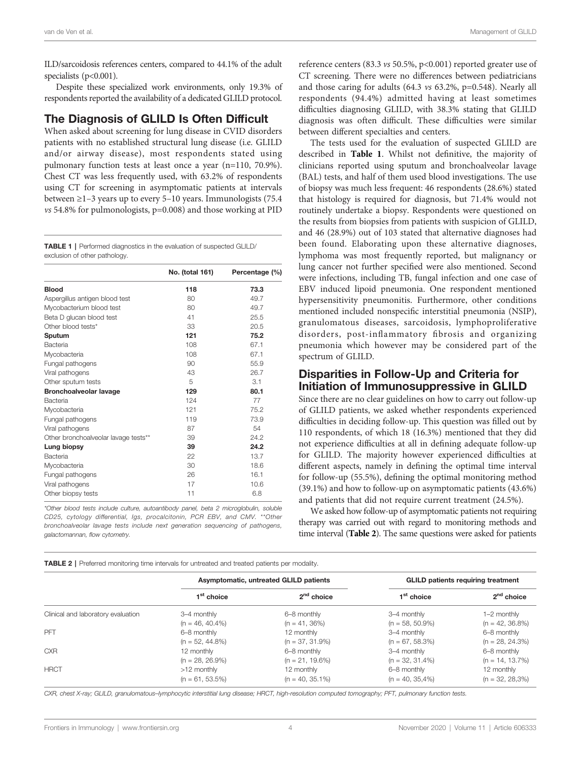ILD/sarcoidosis references centers, compared to 44.1% of the adult specialists ($p<0.001$).

Despite these specialized work environments, only 19.3% of respondents reported the availability of a dedicated GLILD protocol.

## The Diagnosis of GLILD Is Often Difficult

When asked about screening for lung disease in CVID disorders patients with no established structural lung disease (i.e. GLILD and/or airway disease), most respondents stated using pulmonary function tests at least once a year (n=110, 70.9%). Chest CT was less frequently used, with 63.2% of respondents using CT for screening in asymptomatic patients at intervals between ≥1–3 years up to every 5–10 years. Immunologists (75.4 *vs* 54.8% for pulmonologists, $p=0.008$) and those working at PID reference centers (83.3 *vs* 50.5%, $p<0.001$) reported greater use of CT screening. There were no differences between pediatricians and those caring for adults (64.3 *vs* 63.2%, $p=0.548$). Nearly all respondents (94.4%) admitted having at least sometimes difficulties diagnosing GLILD, with 38.3% stating that GLILD diagnosis was often difficult. These difficulties were similar between different specialties and centers.

The tests used for the evaluation of suspected GLILD are described in **Table 1**. Whilst not definitive, the majority of clinicians reported using sputum and bronchoalveolar lavage (BAL) tests, and half of them used blood investigations. The use of biopsy was much less frequent: 46 respondents (28.6%) stated that histology is required for diagnosis, but 71.4% would not routinely undertake a biopsy. Respondents were questioned on the results from biopsies from patients with suspicion of GLILD, and 46 (28.9%) out of 103 stated that alternative diagnoses had been found. Elaborating upon these alternative diagnoses, lymphoma was most frequently reported, but malignancy or lung cancer not further specified were also mentioned. Second were infections, including TB, fungal infection and one case of EBV induced lipoid pneumonia. One respondent mentioned hypersensitivity pneumonitis. Furthermore, other conditions mentioned included nonspecific interstitial pneumonia (NSIP), granulomatous diseases, sarcoidosis, lymphoproliferative disorders, post-inflammatory fibrosis and organizing pneumonia which however may be considered part of the spectrum of GLILD.

**TABLE 1** | Performed diagnostics in the evaluation of suspected GLILD/ exclusion of other pathology.

| | No. (total 161) | Percentage (%) |
|---|---|---|
| **Blood** | **118** | **73.3** |
| Aspergillus antigen blood test | 80 | 49.7 |
| Mycobacterium blood test | 80 | 49.7 |
| Beta D glucan blood test | 41 | 25.5 |
| Other blood tests* | 33 | 20.5 |
| **Sputum** | **121** | **75.2** |
| Bacteria | 108 | 67.1 |
| Mycobacteria | 108 | 67.1 |
| Fungal pathogens | 90 | 55.9 |
| Viral pathogens | 43 | 26.7 |
| Other sputum tests | 5 | 3.1 |
| **Bronchoalveolar lavage** | **129** | **80.1** |
| Bacteria | 124 | 77 |
| Mycobacteria | 121 | 75.2 |
| Fungal pathogens | 119 | 73.9 |
| Viral pathogens | 87 | 54 |
| Other bronchoalveolar lavage tests** | 39 | 24.2 |
| **Lung biopsy** | **39** | **24.2** |
| Bacteria | 22 | 13.7 |
| Mycobacteria | 30 | 18.6 |
| Fungal pathogens | 26 | 16.1 |
| Viral pathogens | 17 | 10.6 |
| Other biopsy tests | 11 | 6.8 |

*Other blood tests include culture, autoantibody panel, beta 2 microglobulin, soluble CD25, cytology differential, Igs, procalcitonin, PCR EBV, and CMV. **Other bronchoalveolar lavage tests include next generation sequencing of pathogens, galactomannan, flow cytometry.

## Disparities in Follow-Up and Criteria for Initiation of Immunosuppressive in GLILD

Since there are no clear guidelines on how to carry out follow-up of GLILD patients, we asked whether respondents experienced difficulties in deciding follow-up. This question was filled out by 110 respondents, of which 18 (16.3%) mentioned that they did not experience difficulties at all in defining adequate follow-up for GLILD. The majority however experienced difficulties at different aspects, namely in defining the optimal time interval for follow-up (55.5%), defining the optimal monitoring method (39.1%) and how to follow-up on asymptomatic patients (43.6%) and patients that did not require current treatment (24.5%).

We asked how follow-up of asymptomatic patients not requiring therapy was carried out with regard to monitoring methods and time interval (**Table 2**). The same questions were asked for patients

**TABLE 2** | Preferred monitoring time intervals for untreated and treated patients per modality.

| | Asymptomatic, untreated GLILD patients | | GLILD patients requiring treatment | |
|---|---|---|---|---|
| | 1st choice | 2nd choice | 1st choice | 2nd choice |
| Clinical and laboratory evaluation | 3–4 monthly (n = 46, 40.4%) | 6–8 monthly (n = 41, 36%) | 3–4 monthly (n = 58, 50.9%) | 1–2 monthly (n = 42, 36.8%) |
| PFT | 6–8 monthly (n = 52, 44.8%) | 12 monthly (n = 37, 31.9%) | 3–4 monthly (n = 67, 58.3%) | 6–8 monthly (n = 28, 24.3%) |
| CXR | 12 monthly (n = 28, 26.9%) | 6–8 monthly (n = 21, 19.6%) | 3–4 monthly (n = 32, 31.4%) | 6–8 monthly (n = 14, 13.7%) |
| HRCT | >12 monthly (n = 61, 53.5%) | 12 monthly (n = 40, 35.1%) | 6–8 monthly (n = 40, 35,4%) | 12 monthly (n = 32, 28,3%) |

CXR, chest X-ray; GLILD, granulomatous–lymphocytic interstitial lung disease; HRCT, high-resolution computed tomography; PFT, pulmonary function tests.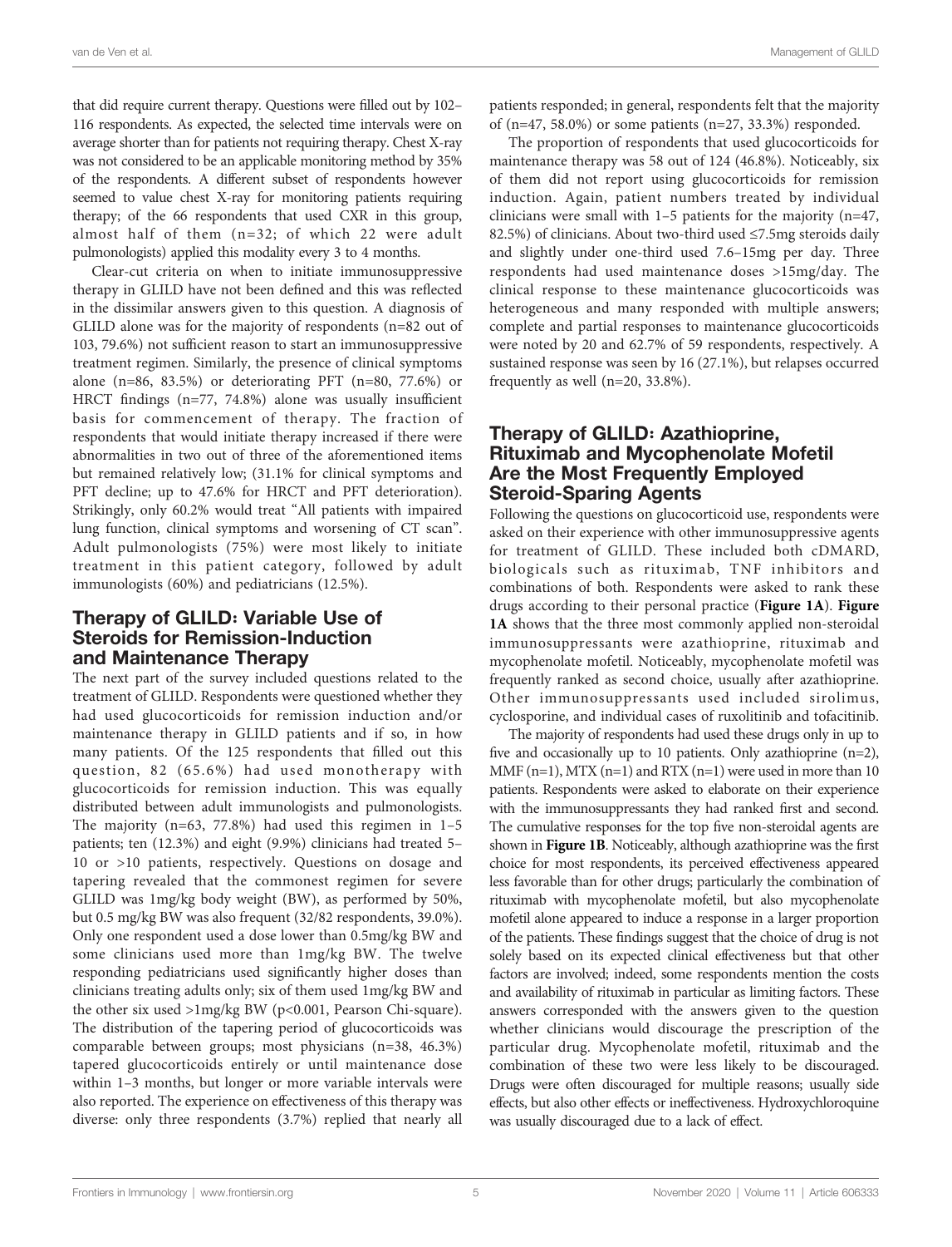that did require current therapy. Questions were filled out by 102–116 respondents. As expected, the selected time intervals were on average shorter than for patients not requiring therapy. Chest X-ray was not considered to be an applicable monitoring method by 35% of the respondents. A different subset of respondents however seemed to value chest X-ray for monitoring patients requiring therapy; of the 66 respondents that used CXR in this group, almost half of them (n=32; of which 22 were adult pulmonologists) applied this modality every 3 to 4 months.

Clear-cut criteria on when to initiate immunosuppressive therapy in GLILD have not been defined and this was reflected in the dissimilar answers given to this question. A diagnosis of GLILD alone was for the majority of respondents (n=82 out of 103, 79.6%) not sufficient reason to start an immunosuppressive treatment regimen. Similarly, the presence of clinical symptoms alone (n=86, 83.5%) or deteriorating PFT (n=80, 77.6%) or HRCT findings (n=77, 74.8%) alone was usually insufficient basis for commencement of therapy. The fraction of respondents that would initiate therapy increased if there were abnormalities in two out of three of the aforementioned items but remained relatively low; (31.1% for clinical symptoms and PFT decline; up to 47.6% for HRCT and PFT deterioration). Strikingly, only 60.2% would treat "All patients with impaired lung function, clinical symptoms and worsening of CT scan". Adult pulmonologists (75%) were most likely to initiate treatment in this patient category, followed by adult immunologists (60%) and pediatricians (12.5%).

## Therapy of GLILD: Variable Use of Steroids for Remission-Induction and Maintenance Therapy

The next part of the survey included questions related to the treatment of GLILD. Respondents were questioned whether they had used glucocorticoids for remission induction and/or maintenance therapy in GLILD patients and if so, in how many patients. Of the 125 respondents that filled out this question, 82 (65.6%) had used monotherapy with glucocorticoids for remission induction. This was equally distributed between adult immunologists and pulmonologists. The majority (n=63, 77.8%) had used this regimen in 1–5 patients; ten (12.3%) and eight (9.9%) clinicians had treated 5–10 or >10 patients, respectively. Questions on dosage and tapering revealed that the commonest regimen for severe GLILD was 1mg/kg body weight (BW), as performed by 50%, but 0.5 mg/kg BW was also frequent (32/82 respondents, 39.0%). Only one respondent used a dose lower than 0.5mg/kg BW and some clinicians used more than 1mg/kg BW. The twelve responding pediatricians used significantly higher doses than clinicians treating adults only; six of them used 1mg/kg BW and the other six used >1mg/kg BW ($p<0.001$, Pearson Chi-square). The distribution of the tapering period of glucocorticoids was comparable between groups; most physicians (n=38, 46.3%) tapered glucocorticoids entirely or until maintenance dose within 1–3 months, but longer or more variable intervals were also reported. The experience on effectiveness of this therapy was diverse: only three respondents (3.7%) replied that nearly all patients responded; in general, respondents felt that the majority of (n=47, 58.0%) or some patients (n=27, 33.3%) responded.

The proportion of respondents that used glucocorticoids for maintenance therapy was 58 out of 124 (46.8%). Noticeably, six of them did not report using glucocorticoids for remission induction. Again, patient numbers treated by individual clinicians were small with 1–5 patients for the majority (n=47, 82.5%) of clinicians. About two-third used ≤7.5mg steroids daily and slightly under one-third used 7.6–15mg per day. Three respondents had used maintenance doses >15mg/day. The clinical response to these maintenance glucocorticoids was heterogeneous and many responded with multiple answers; complete and partial responses to maintenance glucocorticoids were noted by 20 and 62.7% of 59 respondents, respectively. A sustained response was seen by 16 (27.1%), but relapses occurred frequently as well (n=20, 33.8%).

## Therapy of GLILD: Azathioprine, Rituximab and Mycophenolate Mofetil Are the Most Frequently Employed Steroid-Sparing Agents

Following the questions on glucocorticoid use, respondents were asked on their experience with other immunosuppressive agents for treatment of GLILD. These included both cDMARD, biologicals such as rituximab, TNF inhibitors and combinations of both. Respondents were asked to rank these drugs according to their personal practice (**Figure 1A**). **Figure 1A** shows that the three most commonly applied non-steroidal immunosuppressants were azathioprine, rituximab and mycophenolate mofetil. Noticeably, mycophenolate mofetil was frequently ranked as second choice, usually after azathioprine. Other immunosuppressants used included sirolimus, cyclosporine, and individual cases of ruxolitinib and tofacitinib.

The majority of respondents had used these drugs only in up to five and occasionally up to 10 patients. Only azathioprine (n=2), MMF (n=1), MTX (n=1) and RTX (n=1) were used in more than 10 patients. Respondents were asked to elaborate on their experience with the immunosuppressants they had ranked first and second. The cumulative responses for the top five non-steroidal agents are shown in **Figure 1B**. Noticeably, although azathioprine was the first choice for most respondents, its perceived effectiveness appeared less favorable than for other drugs; particularly the combination of rituximab with mycophenolate mofetil, but also mycophenolate mofetil alone appeared to induce a response in a larger proportion of the patients. These findings suggest that the choice of drug is not solely based on its expected clinical effectiveness but that other factors are involved; indeed, some respondents mention the costs and availability of rituximab in particular as limiting factors. These answers corresponded with the answers given to the question whether clinicians would discourage the prescription of the particular drug. Mycophenolate mofetil, rituximab and the combination of these two were less likely to be discouraged. Drugs were often discouraged for multiple reasons; usually side effects, but also other effects or ineffectiveness. Hydroxychloroquine was usually discouraged due to a lack of effect.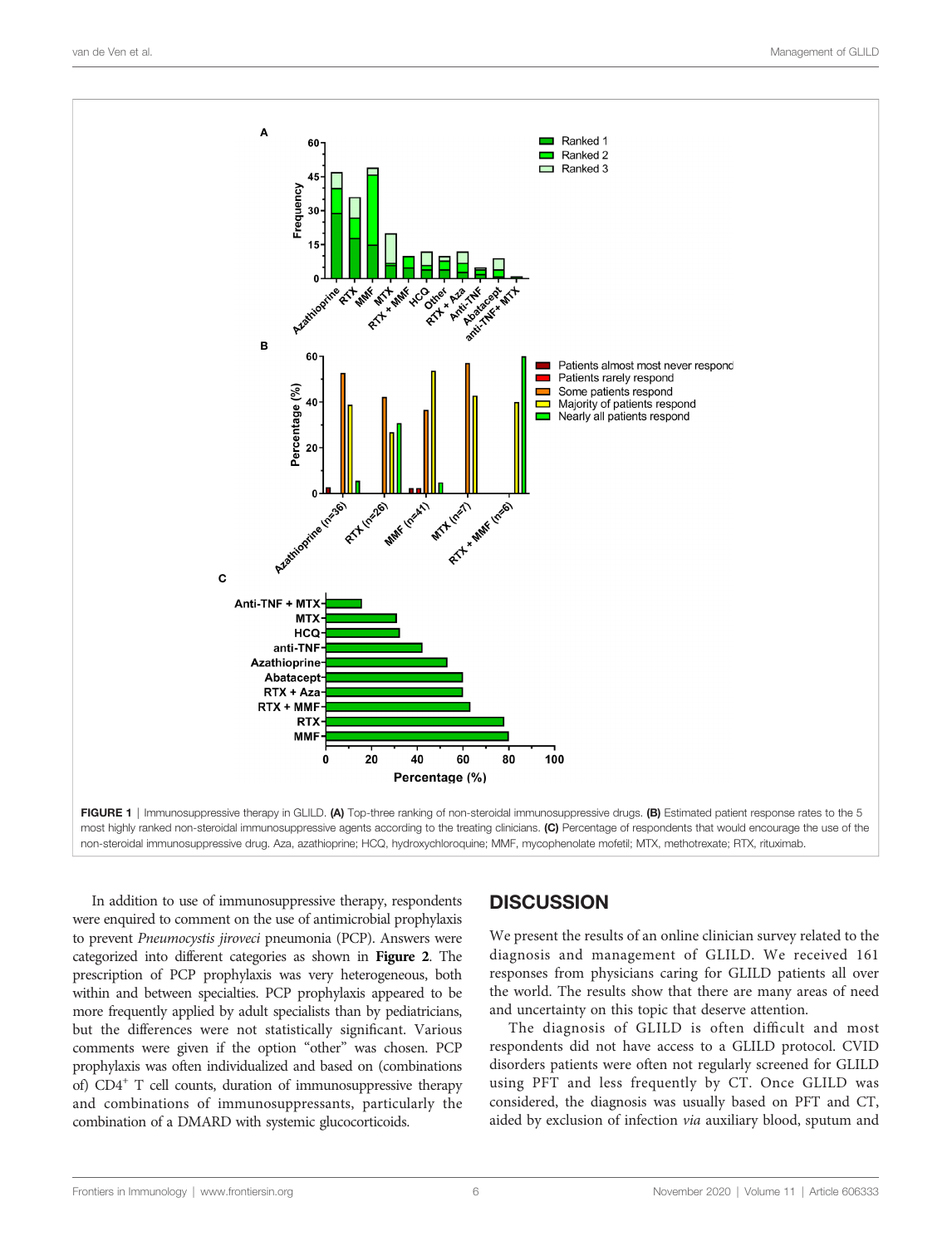FIGURE 1 | Immunosuppressive therapy in GLILD. **(A)** Top-three ranking of non-steroidal immunosuppressive drugs. **(B)** Estimated patient response rates to the 5 most highly ranked non-steroidal immunosuppressive agents according to the treating clinicians. **(C)** Percentage of respondents that would encourage the use of the non-steroidal immunosuppressive drug. Aza, azathioprine; HCQ, hydroxychloroquine; MMF, mycophenolate mofetil; MTX, methotrexate; RTX, rituximab.

In addition to use of immunosuppressive therapy, respondents were enquired to comment on the use of antimicrobial prophylaxis to prevent *Pneumocystis jiroveci* pneumonia (PCP). Answers were categorized into different categories as shown in **Figure 2**. The prescription of PCP prophylaxis was very heterogeneous, both within and between specialties. PCP prophylaxis appeared to be more frequently applied by adult specialists than by pediatricians, but the differences were not statistically significant. Various comments were given if the option "other" was chosen. PCP prophylaxis was often individualized and based on (combinations of) $CD4^+$ T cell counts, duration of immunosuppressive therapy and combinations of immunosuppressants, particularly the combination of a DMARD with systemic glucocorticoids.

## DISCUSSION

We present the results of an online clinician survey related to the diagnosis and management of GLILD. We received 161 responses from physicians caring for GLILD patients all over the world. The results show that there are many areas of need and uncertainty on this topic that deserve attention.

The diagnosis of GLILD is often difficult and most respondents did not have access to a GLILD protocol. CVID disorders patients were often not regularly screened for GLILD using PFT and less frequently by CT. Once GLILD was considered, the diagnosis was usually based on PFT and CT, aided by exclusion of infection *via* auxiliary blood, sputum and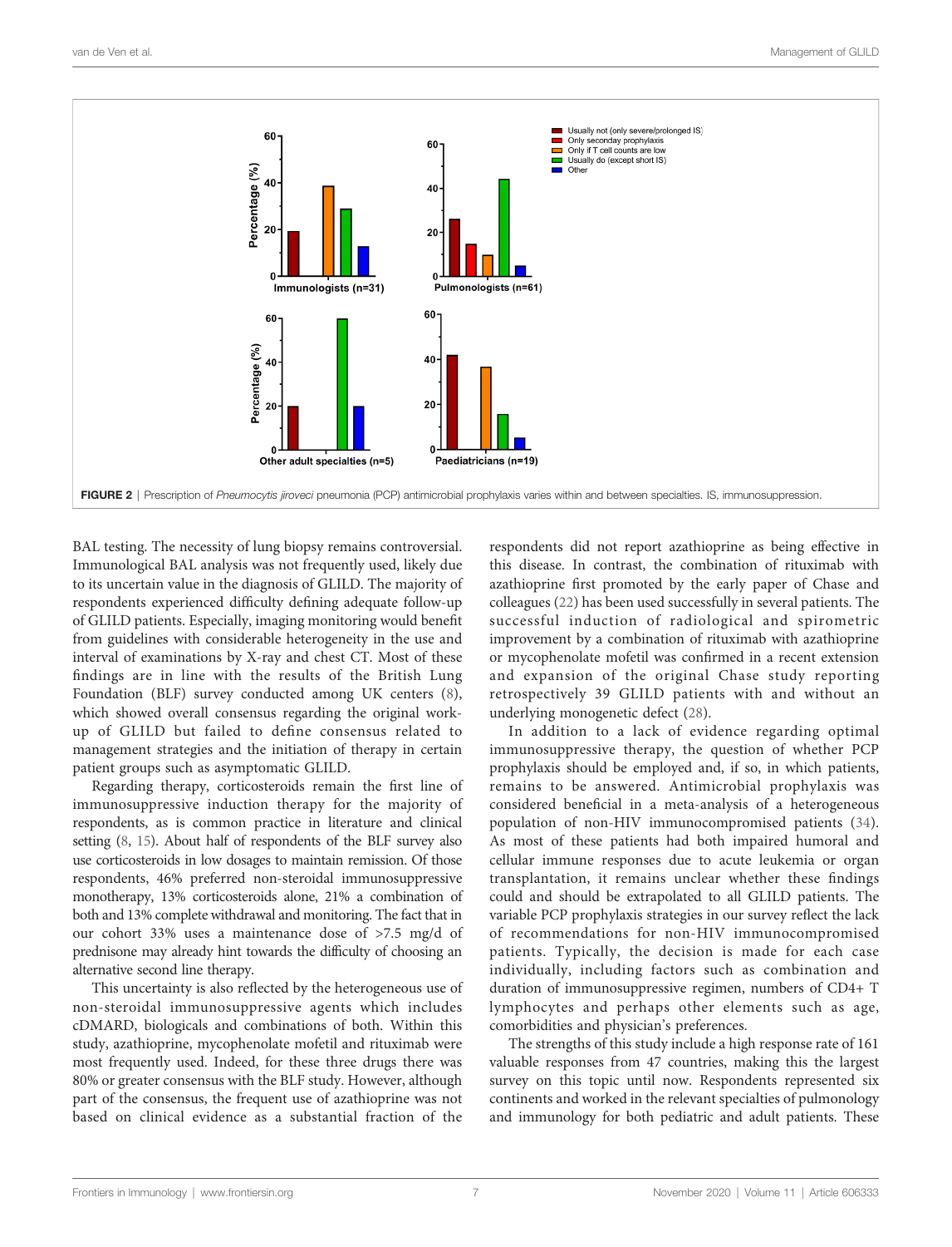FIGURE 2 | Prescription of *Pneumocystis jiroveci* pneumonia (PCP) antimicrobial prophylaxis varies within and between specialties. IS, immunosuppression.

BAL testing. The necessity of lung biopsy remains controversial. Immunological BAL analysis was not frequently used, likely due to its uncertain value in the diagnosis of GLILD. The majority of respondents experienced difficulty defining adequate follow-up of GLILD patients. Especially, imaging monitoring would benefit from guidelines with considerable heterogeneity in the use and interval of examinations by X-ray and chest CT. Most of these findings are in line with the results of the British Lung Foundation (BLF) survey conducted among UK centers (8), which showed overall consensus regarding the original work-up of GLILD but failed to define consensus related to management strategies and the initiation of therapy in certain patient groups such as asymptomatic GLILD.

Regarding therapy, corticosteroids remain the first line of immunosuppressive induction therapy for the majority of respondents, as is common practice in literature and clinical setting (8, 15). About half of respondents of the BLF survey also use corticosteroids in low dosages to maintain remission. Of those respondents, 46% preferred non-steroidal immunosuppressive monotherapy, 13% corticosteroids alone, 21% a combination of both and 13% complete withdrawal and monitoring. The fact that in our cohort 33% uses a maintenance dose of >7.5 mg/d of prednisone may already hint towards the difficulty of choosing an alternative second line therapy.

This uncertainty is also reflected by the heterogeneous use of non-steroidal immunosuppressive agents which includes cDMARD, biologicals and combinations of both. Within this study, azathioprine, mycophenolate mofetil and rituximab were most frequently used. Indeed, for these three drugs there was 80% or greater consensus with the BLF study. However, although part of the consensus, the frequent use of azathioprine was not based on clinical evidence as a substantial fraction of the respondents did not report azathioprine as being effective in this disease. In contrast, the combination of rituximab with azathioprine first promoted by the early paper of Chase and colleagues (22) has been used successfully in several patients. The successful induction of radiological and spirometric improvement by a combination of rituximab with azathioprine or mycophenolate mofetil was confirmed in a recent extension and expansion of the original Chase study reporting retrospectively 39 GLILD patients with and without an underlying monogenetic defect (28).

In addition to a lack of evidence regarding optimal immunosuppressive therapy, the question of whether PCP prophylaxis should be employed and, if so, in which patients, remains to be answered. Antimicrobial prophylaxis was considered beneficial in a meta-analysis of a heterogeneous population of non-HIV immunocompromised patients (34). As most of these patients had both impaired humoral and cellular immune responses due to acute leukemia or organ transplantation, it remains unclear whether these findings could and should be extrapolated to all GLILD patients. The variable PCP prophylaxis strategies in our survey reflect the lack of recommendations for non-HIV immunocompromised patients. Typically, the decision is made for each case individually, including factors such as combination and duration of immunosuppressive regimen, numbers of CD4+ T lymphocytes and perhaps other elements such as age, comorbidities and physician's preferences.

The strengths of this study include a high response rate of 161 valuable responses from 47 countries, making this the largest survey on this topic until now. Respondents represented six continents and worked in the relevant specialties of pulmonology and immunology for both pediatric and adult patients. These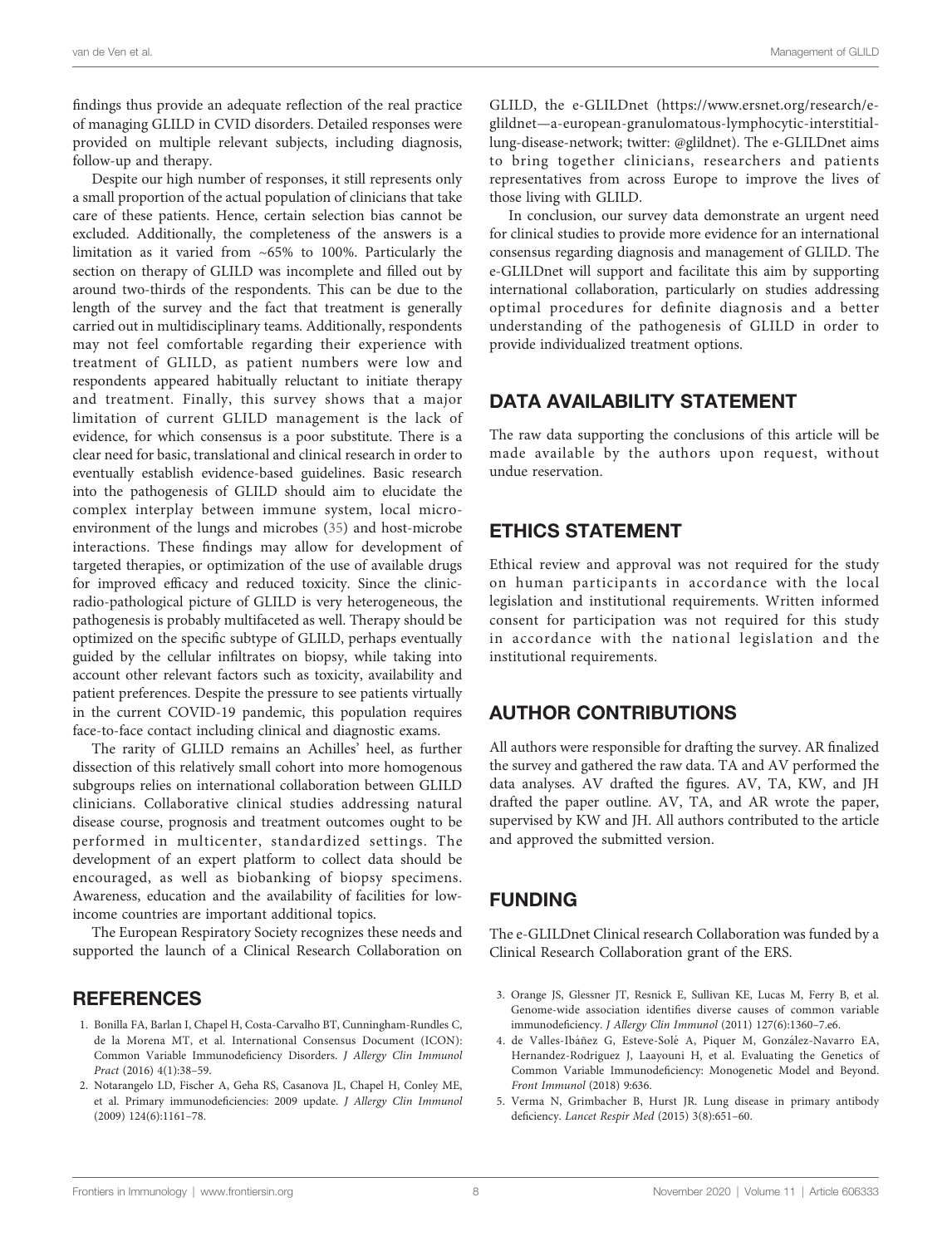findings thus provide an adequate reflection of the real practice of managing GLILD in CVID disorders. Detailed responses were provided on multiple relevant subjects, including diagnosis, follow-up and therapy.

Despite our high number of responses, it still represents only a small proportion of the actual population of clinicians that take care of these patients. Hence, certain selection bias cannot be excluded. Additionally, the completeness of the answers is a limitation as it varied from ~65% to 100%. Particularly the section on therapy of GLILD was incomplete and filled out by around two-thirds of the respondents. This can be due to the length of the survey and the fact that treatment is generally carried out in multidisciplinary teams. Additionally, respondents may not feel comfortable regarding their experience with treatment of GLILD, as patient numbers were low and respondents appeared habitually reluctant to initiate therapy and treatment. Finally, this survey shows that a major limitation of current GLILD management is the lack of evidence, for which consensus is a poor substitute. There is a clear need for basic, translational and clinical research in order to eventually establish evidence-based guidelines. Basic research into the pathogenesis of GLILD should aim to elucidate the complex interplay between immune system, local micro-environment of the lungs and microbes (35) and host-microbe interactions. These findings may allow for development of targeted therapies, or optimization of the use of available drugs for improved efficacy and reduced toxicity. Since the clinic-radio-pathological picture of GLILD is very heterogeneous, the pathogenesis is probably multifaceted as well. Therapy should be optimized on the specific subtype of GLILD, perhaps eventually guided by the cellular infiltrates on biopsy, while taking into account other relevant factors such as toxicity, availability and patient preferences. Despite the pressure to see patients virtually in the current COVID-19 pandemic, this population requires face-to-face contact including clinical and diagnostic exams.

The rarity of GLILD remains an Achilles' heel, as further dissection of this relatively small cohort into more homogenous subgroups relies on international collaboration between GLILD clinicians. Collaborative clinical studies addressing natural disease course, prognosis and treatment outcomes ought to be performed in multicenter, standardized settings. The development of an expert platform to collect data should be encouraged, as well as biobanking of biopsy specimens. Awareness, education and the availability of facilities for low-income countries are important additional topics.

The European Respiratory Society recognizes these needs and supported the launch of a Clinical Research Collaboration on GLILD, the e-GLILDnet (https://www.ersnet.org/research/e-glildnet—a-european-granulomatous-lymphocytic-interstitial-lung-disease-network; twitter: @glildnet). The e-GLILDnet aims to bring together clinicians, researchers and patients representatives from across Europe to improve the lives of those living with GLILD.

In conclusion, our survey data demonstrate an urgent need for clinical studies to provide more evidence for an international consensus regarding diagnosis and management of GLILD. The e-GLILDnet will support and facilitate this aim by supporting international collaboration, particularly on studies addressing optimal procedures for definite diagnosis and a better understanding of the pathogenesis of GLILD in order to provide individualized treatment options.

## DATA AVAILABILITY STATEMENT

The raw data supporting the conclusions of this article will be made available by the authors upon request, without undue reservation.

## ETHICS STATEMENT

Ethical review and approval was not required for the study on human participants in accordance with the local legislation and institutional requirements. Written informed consent for participation was not required for this study in accordance with the national legislation and the institutional requirements.

## AUTHOR CONTRIBUTIONS

All authors were responsible for drafting the survey. AR finalized the survey and gathered the raw data. TA and AV performed the data analyses. AV drafted the figures. AV, TA, KW, and JH drafted the paper outline. AV, TA, and AR wrote the paper, supervised by KW and JH. All authors contributed to the article and approved the submitted version.

## FUNDING

The e-GLILDnet Clinical research Collaboration was funded by a Clinical Research Collaboration grant of the ERS.

## REFERENCES

1. Bonilla FA, Barlan I, Chapel H, Costa-Carvalho BT, Cunningham-Rundles C, de la Morena MT, et al. International Consensus Document (ICON): Common Variable Immunodeficiency Disorders. *J Allergy Clin Immunol Pract* (2016) 4(1):38–59.
2. Notarangelo LD, Fischer A, Geha RS, Casanova JL, Chapel H, Conley ME, et al. Primary immunodeficiencies: 2009 update. *J Allergy Clin Immunol* (2009) 124(6):1161–78.
3. Orange JS, Glessner JT, Resnick E, Sullivan KE, Lucas M, Ferry B, et al. Genome-wide association identifies diverse causes of common variable immunodeficiency. *J Allergy Clin Immunol* (2011) 127(6):1360–7.e6.
4. de Valles-Ibáñez G, Esteve-Solé A, Piquer M, González-Navarro EA, Hernandez-Rodriguez J, Laayouni H, et al. Evaluating the Genetics of Common Variable Immunodeficiency: Monogenetic Model and Beyond. *Front Immunol* (2018) 9:636.
5. Verma N, Grimbacher B, Hurst JR. Lung disease in primary antibody deficiency. *Lancet Respir Med* (2015) 3(8):651–60.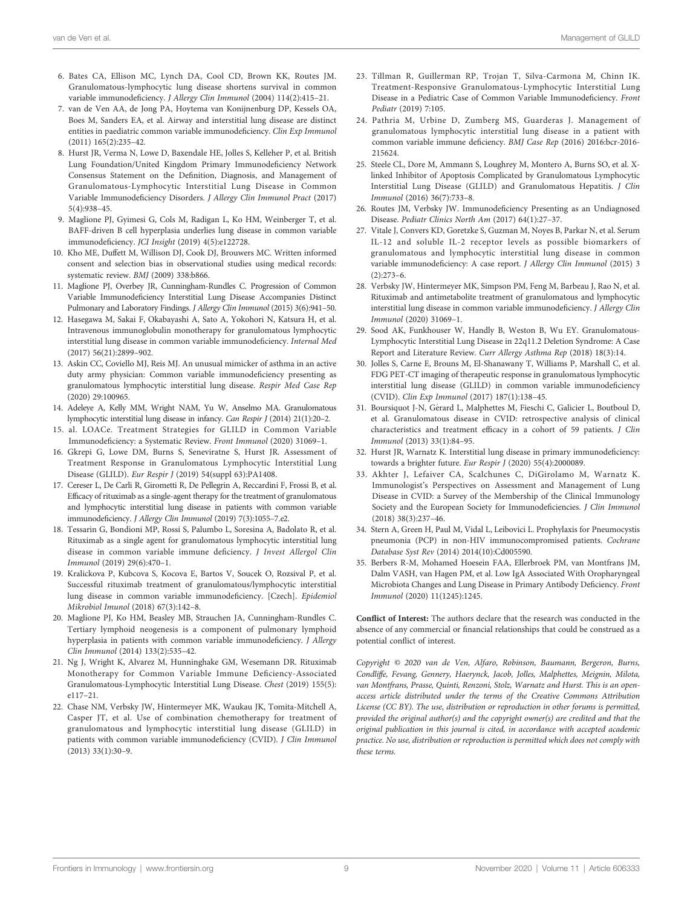6. Bates CA, Ellison MC, Lynch DA, Cool CD, Brown KK, Routes JM. Granulomatous-lymphocytic lung disease shortens survival in common variable immunodeficiency. *J Allergy Clin Immunol* (2004) 114(2):415–21.
7. van de Ven AA, de Jong PA, Hoytema van Konijnenburg DP, Kessels OA, Boes M, Sanders EA, et al. Airway and interstitial lung disease are distinct entities in paediatric common variable immunodeficiency. *Clin Exp Immunol* (2011) 165(2):235–42.
8. Hurst JR, Verma N, Lowe D, Baxendale HE, Jolles S, Kelleher P, et al. British Lung Foundation/United Kingdom Primary Immunodeficiency Network Consensus Statement on the Definition, Diagnosis, and Management of Granulomatous-Lymphocytic Interstitial Lung Disease in Common Variable Immunodeficiency Disorders. *J Allergy Clin Immunol Pract* (2017) 5(4):938–45.
9. Maglione PJ, Gyimesi G, Cols M, Radigan L, Ko HM, Weinberger T, et al. BAFF-driven B cell hyperplasia underlies lung disease in common variable immunodeficiency. *JCI Insight* (2019) 4(5):e122728.
10. Kho ME, Duffett M, Willison DJ, Cook DJ, Brouwers MC. Written informed consent and selection bias in observational studies using medical records: systematic review. *BMJ* (2009) 338:b866.
11. Maglione PJ, Overbey JR, Cunningham-Rundles C. Progression of Common Variable Immunodeficiency Interstitial Lung Disease Accompanies Distinct Pulmonary and Laboratory Findings. *J Allergy Clin Immunol* (2015) 3(6):941–50.
12. Hasegawa M, Sakai F, Okabayashi A, Sato A, Yokohori N, Katsura H, et al. Intravenous immunoglobulin monotherapy for granulomatous lymphocytic interstitial lung disease in common variable immunodeficiency. *Internal Med* (2017) 56(21):2899–902.
13. Askin CC, Coviello MJ, Reis MJ. An unusual mimicker of asthma in an active duty army physician: Common variable immunodeficiency presenting as granulomatous lymphocytic interstitial lung disease. *Respir Med Case Rep* (2020) 29:100965.
14. Adeleye A, Kelly MM, Wright NAM, Yu W, Anselmo MA. Granulomatous lymphocytic interstitial lung disease in infancy. *Can Respir J* (2014) 21(1):20–2.
15. al. LOACe. Treatment Strategies for GLILD in Common Variable Immunodeficiency: a Systematic Review. *Front Immunol* (2020) 31069–1.
16. Gkrepi G, Lowe DM, Burns S, Seneviratne S, Hurst JR. Assessment of Treatment Response in Granulomatous Lymphocytic Interstitial Lung Disease (GLILD). *Eur Respir J* (2019) 54(suppl 63):PA1408.
17. Cereser L, De Carli R, Girometti R, De Pellegrin A, Reccardini F, Frossi B, et al. Efficacy of rituximab as a single-agent therapy for the treatment of granulomatous and lymphocytic interstitial lung disease in patients with common variable immunodeficiency. *J Allergy Clin Immunol* (2019) 7(3):1055–7.e2.
18. Tessarin G, Bondioni MP, Rossi S, Palumbo L, Soresina A, Badolato R, et al. Rituximab as a single agent for granulomatous lymphocytic interstitial lung disease in common variable immune deficiency. *J Invest Allergol Clin Immunol* (2019) 29(6):470–1.
19. Kralickova P, Kubcova S, Kocova E, Bartos V, Soucek O, Rozsival P, et al. Successful rituximab treatment of granulomatous/lymphocytic interstitial lung disease in common variable immunodeficiency. [Czech]. *Epidemiol Mikrobiol Imunol* (2018) 67(3):142–8.
20. Maglione PJ, Ko HM, Beasley MB, Strauchen JA, Cunningham-Rundles C. Tertiary lymphoid neogenesis is a component of pulmonary lymphoid hyperplasia in patients with common variable immunodeficiency. *J Allergy Clin Immunol* (2014) 133(2):535–42.
21. Ng J, Wright K, Alvarez M, Hunninghake GM, Wesemann DR. Rituximab Monotherapy for Common Variable Immune Deficiency-Associated Granulomatous-Lymphocytic Interstitial Lung Disease. *Chest* (2019) 155(5): e117–21.
22. Chase NM, Verbsky JW, Hintermeyer MK, Waukau JK, Tomita-Mitchell A, Casper JT, et al. Use of combination chemotherapy for treatment of granulomatous and lymphocytic interstitial lung disease (GLILD) in patients with common variable immunodeficiency (CVID). *J Clin Immunol* (2013) 33(1):30–9.
23. Tillman R, Guillerman RP, Trojan T, Silva-Carmona M, Chinn IK. Treatment-Responsive Granulomatous-Lymphocytic Interstitial Lung Disease in a Pediatric Case of Common Variable Immunodeficiency. *Front Pediatr* (2019) 7:105.
24. Pathria M, Urbine D, Zumberg MS, Guarderas J. Management of granulomatous lymphocytic interstitial lung disease in a patient with common variable immune deficiency. *BMJ Case Rep* (2016) 2016:bcr-2016-215624.
25. Steele CL, Dore M, Ammann S, Loughrey M, Montero A, Burns SO, et al. X-linked Inhibitor of Apoptosis Complicated by Granulomatous Lymphocytic Interstitial Lung Disease (GLILD) and Granulomatous Hepatitis. *J Clin Immunol* (2016) 36(7):733–8.
26. Routes JM, Verbsky JW. Immunodeficiency Presenting as an Undiagnosed Disease. *Pediatr Clinics North Am* (2017) 64(1):27–37.
27. Vitale J, Convers KD, Goretzke S, Guzman M, Noyes B, Parkar N, et al. Serum IL-12 and soluble IL-2 receptor levels as possible biomarkers of granulomatous and lymphocytic interstitial lung disease in common variable immunodeficiency: A case report. *J Allergy Clin Immunol* (2015) 3 (2):273–6.
28. Verbsky JW, Hintermeyer MK, Simpson PM, Feng M, Barbeau J, Rao N, et al. Rituximab and antimetabolite treatment of granulomatous and lymphocytic interstitial lung disease in common variable immunodeficiency. *J Allergy Clin Immunol* (2020) 31069–1.
29. Sood AK, Funkhouser W, Handly B, Weston B, Wu EY. Granulomatous-Lymphocytic Interstitial Lung Disease in 22q11.2 Deletion Syndrome: A Case Report and Literature Review. *Curr Allergy Asthma Rep* (2018) 18(3):14.
30. Jolles S, Carne E, Brouns M, El-Shanawany T, Williams P, Marshall C, et al. FDG PET-CT imaging of therapeutic response in granulomatous lymphocytic interstitial lung disease (GLILD) in common variable immunodeficiency (CVID). *Clin Exp Immunol* (2017) 187(1):138–45.
31. Boursiquot J-N, Gérard L, Malphettes M, Fieschi C, Galicier L, Boutboul D, et al. Granulomatous disease in CVID: retrospective analysis of clinical characteristics and treatment efficacy in a cohort of 59 patients. *J Clin Immunol* (2013) 33(1):84–95.
32. Hurst JR, Warnatz K. Interstitial lung disease in primary immunodeficiency: towards a brighter future. *Eur Respir J* (2020) 55(4):2000089.
33. Akhter J, Lefaiver CA, Scalchunes C, DiGirolamo M, Warnatz K. Immunologist's Perspectives on Assessment and Management of Lung Disease in CVID: a Survey of the Membership of the Clinical Immunology Society and the European Society for Immunodeficiencies. *J Clin Immunol* (2018) 38(3):237–46.
34. Stern A, Green H, Paul M, Vidal L, Leibovici L. Prophylaxis for Pneumocystis pneumonia (PCP) in non-HIV immunocompromised patients. *Cochrane Database Syst Rev* (2014) 2014(10):Cd005590.
35. Berbers R-M, Mohamed Hoesein FAA, Ellerbroek PM, van Montfrans JM, Dalm VASH, van Hagen PM, et al. Low IgA Associated With Oropharyngeal Microbiota Changes and Lung Disease in Primary Antibody Deficiency. *Front Immunol* (2020) 11(1245):1245.

**Conflict of Interest:** The authors declare that the research was conducted in the absence of any commercial or financial relationships that could be construed as a potential conflict of interest.

*Copyright © 2020 van de Ven, Alfaro, Robinson, Baumann, Bergeron, Burns, Condliffe, Fevang, Gennery, Haerynck, Jacob, Jolles, Malphettes, Meignin, Milota, van Montfrans, Prasse, Quinti, Renzoni, Stolz, Warnatz and Hurst. This is an open-access article distributed under the terms of the Creative Commons Attribution License (CC BY). The use, distribution or reproduction in other forums is permitted, provided the original author(s) and the copyright owner(s) are credited and that the original publication in this journal is cited, in accordance with accepted academic practice. No use, distribution or reproduction is permitted which does not comply with these terms.*